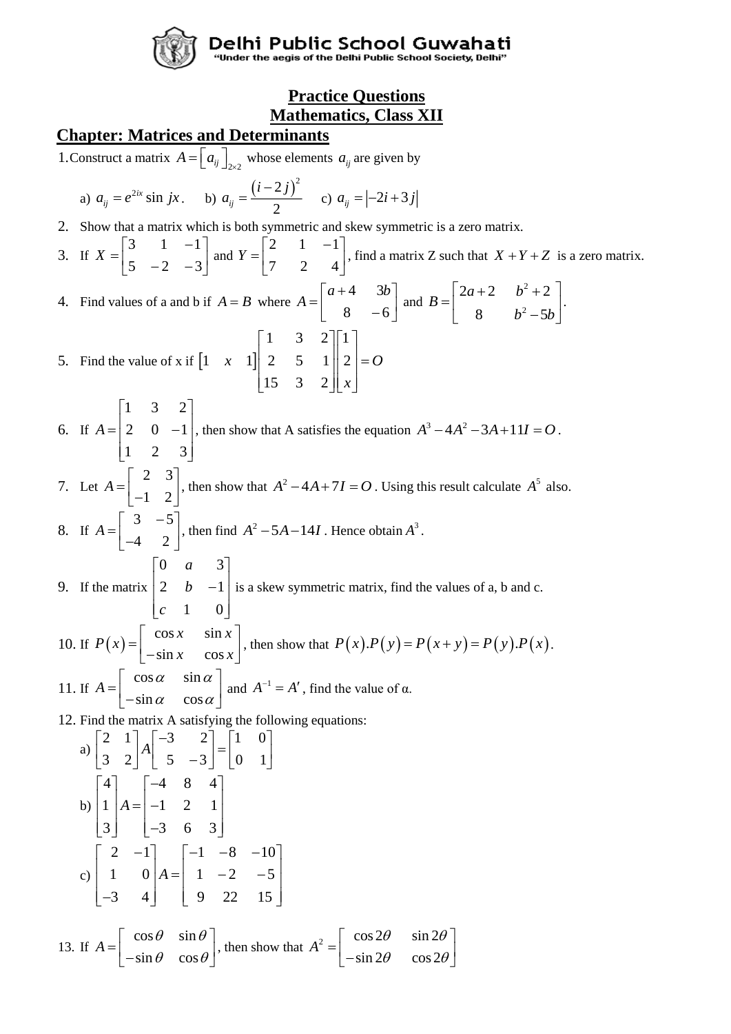**Delhi Public School Guwahati**
"Under the aegis of the Delhi Public School Society, Delhi"

# Practice Questions
# Mathematics, Class XII

## Chapter: Matrices and Determinants

1. Construct a matrix $A = \left[a_{ij}\right]_{2\times 2}$ whose elements $a_{ij}$ are given by

   a) $a_{ij} = e^{2ix} \sin jx$.   b) $a_{ij} = \dfrac{(i-2j)^2}{2}$   c) $a_{ij} = |-2i+3j|$

2. Show that a matrix which is both symmetric and skew symmetric is a zero matrix.

3. If $X = \begin{bmatrix} 3 & 1 & -1 \\ 5 & -2 & -3 \end{bmatrix}$ and $Y = \begin{bmatrix} 2 & 1 & -1 \\ 7 & 2 & 4 \end{bmatrix}$, find a matrix Z such that $X+Y+Z$ is a zero matrix.

4. Find values of a and b if $A = B$ where $A = \begin{bmatrix} a+4 & 3b \\ 8 & -6 \end{bmatrix}$ and $B = \begin{bmatrix} 2a+2 & b^2+2 \\ 8 & b^2-5b \end{bmatrix}$.

5. Find the value of x if $\begin{bmatrix} 1 & x & 1 \end{bmatrix} \begin{bmatrix} 1 & 3 & 2 \\ 2 & 5 & 1 \\ 15 & 3 & 2 \end{bmatrix} \begin{bmatrix} 1 \\ 2 \\ x \end{bmatrix} = O$

6. If $A = \begin{bmatrix} 1 & 3 & 2 \\ 2 & 0 & -1 \\ 1 & 2 & 3 \end{bmatrix}$, then show that A satisfies the equation $A^3 - 4A^2 - 3A + 11I = O$.

7. Let $A = \begin{bmatrix} 2 & 3 \\ -1 & 2 \end{bmatrix}$, then show that $A^2 - 4A + 7I = O$. Using this result calculate $A^5$ also.

8. If $A = \begin{bmatrix} 3 & -5 \\ -4 & 2 \end{bmatrix}$, then find $A^2 - 5A - 14I$. Hence obtain $A^3$.

9. If the matrix $\begin{bmatrix} 0 & a & 3 \\ 2 & b & -1 \\ c & 1 & 0 \end{bmatrix}$ is a skew symmetric matrix, find the values of a, b and c.

10. If $P(x) = \begin{bmatrix} \cos x & \sin x \\ -\sin x & \cos x \end{bmatrix}$, then show that $P(x).P(y) = P(x+y) = P(y).P(x)$.

11. If $A = \begin{bmatrix} \cos\alpha & \sin\alpha \\ -\sin\alpha & \cos\alpha \end{bmatrix}$ and $A^{-1} = A'$, find the value of α.

12. Find the matrix A satisfying the following equations:

    a) $\begin{bmatrix} 2 & 1 \\ 3 & 2 \end{bmatrix} A \begin{bmatrix} -3 & 2 \\ 5 & -3 \end{bmatrix} = \begin{bmatrix} 1 & 0 \\ 0 & 1 \end{bmatrix}$

    b) $\begin{bmatrix} 4 \\ 1 \\ 3 \end{bmatrix} A = \begin{bmatrix} -4 & 8 & 4 \\ -1 & 2 & 1 \\ -3 & 6 & 3 \end{bmatrix}$

    c) $\begin{bmatrix} 2 & -1 \\ 1 & 0 \\ -3 & 4 \end{bmatrix} A = \begin{bmatrix} -1 & -8 & -10 \\ 1 & -2 & -5 \\ 9 & 22 & 15 \end{bmatrix}$

13. If $A = \begin{bmatrix} \cos\theta & \sin\theta \\ -\sin\theta & \cos\theta \end{bmatrix}$, then show that $A^2 = \begin{bmatrix} \cos 2\theta & \sin 2\theta \\ -\sin 2\theta & \cos 2\theta \end{bmatrix}$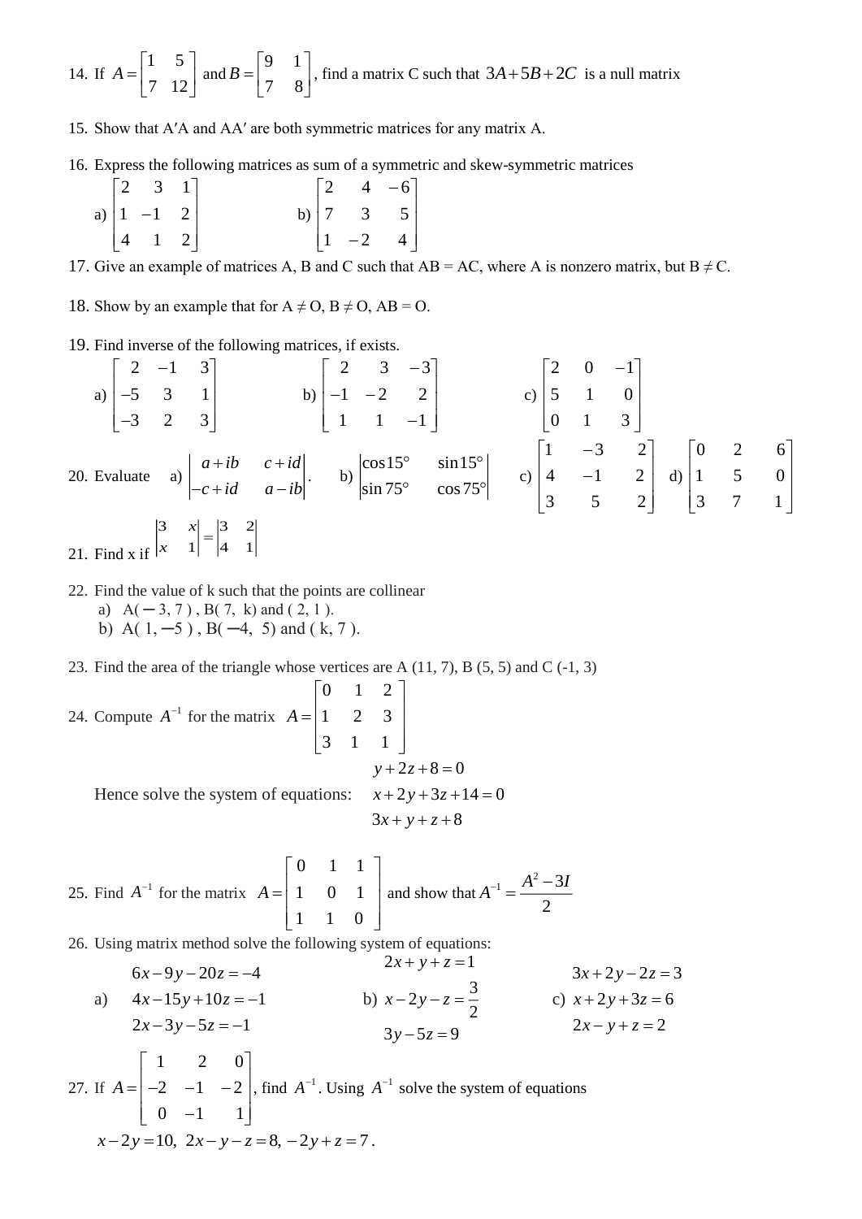14. If $A=\begin{bmatrix}1 & 5\\ 7 & 12\end{bmatrix}$ and $B=\begin{bmatrix}9 & 1\\ 7 & 8\end{bmatrix}$, find a matrix C such that $3A+5B+2C$ is a null matrix

15. Show that A′A and AA′ are both symmetric matrices for any matrix A.

16. Express the following matrices as sum of a symmetric and skew-symmetric matrices

a) $\begin{bmatrix}2 & 3 & 1\\ 1 & -1 & 2\\ 4 & 1 & 2\end{bmatrix}$ b) $\begin{bmatrix}2 & 4 & -6\\ 7 & 3 & 5\\ 1 & -2 & 4\end{bmatrix}$

17. Give an example of matrices A, B and C such that AB = AC, where A is nonzero matrix, but B ≠ C.

18. Show by an example that for A ≠ O, B ≠ O, AB = O.

19. Find inverse of the following matrices, if exists.

a) $\begin{bmatrix}2 & -1 & 3\\ -5 & 3 & 1\\ -3 & 2 & 3\end{bmatrix}$ b) $\begin{bmatrix}2 & 3 & -3\\ -1 & -2 & 2\\ 1 & 1 & -1\end{bmatrix}$ c) $\begin{bmatrix}2 & 0 & -1\\ 5 & 1 & 0\\ 0 & 1 & 3\end{bmatrix}$

20. Evaluate a) $\begin{vmatrix}a+ib & c+id\\ -c+id & a-ib\end{vmatrix}$. b) $\begin{vmatrix}\cos 15^\circ & \sin 15^\circ\\ \sin 75^\circ & \cos 75^\circ\end{vmatrix}$ c) $\begin{bmatrix}1 & -3 & 2\\ 4 & -1 & 2\\ 3 & 5 & 2\end{bmatrix}$ d) $\begin{bmatrix}0 & 2 & 6\\ 1 & 5 & 0\\ 3 & 7 & 1\end{bmatrix}$

21. Find x if $\begin{vmatrix}3 & x\\ x & 1\end{vmatrix}=\begin{vmatrix}3 & 2\\ 4 & 1\end{vmatrix}$

22. Find the value of k such that the points are collinear
    a) A(−3, 7), B(7, k) and (2, 1).
    b) A(1, −5), B(−4, 5) and (k, 7).

23. Find the area of the triangle whose vertices are A (11, 7), B (5, 5) and C (-1, 3)

24. Compute $A^{-1}$ for the matrix $A=\begin{bmatrix}0 & 1 & 2\\ 1 & 2 & 3\\ 3 & 1 & 1\end{bmatrix}$

Hence solve the system of equations:
$$y+2z+8=0$$
$$x+2y+3z+14=0$$
$$3x+y+z+8$$

25. Find $A^{-1}$ for the matrix $A=\begin{bmatrix}0 & 1 & 1\\ 1 & 0 & 1\\ 1 & 1 & 0\end{bmatrix}$ and show that $A^{-1}=\dfrac{A^2-3I}{2}$

26. Using matrix method solve the following system of equations:

a)
$$6x-9y-20z=-4$$
$$4x-15y+10z=-1$$
$$2x-3y-5z=-1$$

b)
$$2x+y+z=1$$
$$x-2y-z=\frac{3}{2}$$
$$3y-5z=9$$

c)
$$3x+2y-2z=3$$
$$x+2y+3z=6$$
$$2x-y+z=2$$

27. If $A=\begin{bmatrix}1 & 2 & 0\\ -2 & -1 & -2\\ 0 & -1 & 1\end{bmatrix}$, find $A^{-1}$. Using $A^{-1}$ solve the system of equations

$x-2y=10,\ 2x-y-z=8,\ -2y+z=7$.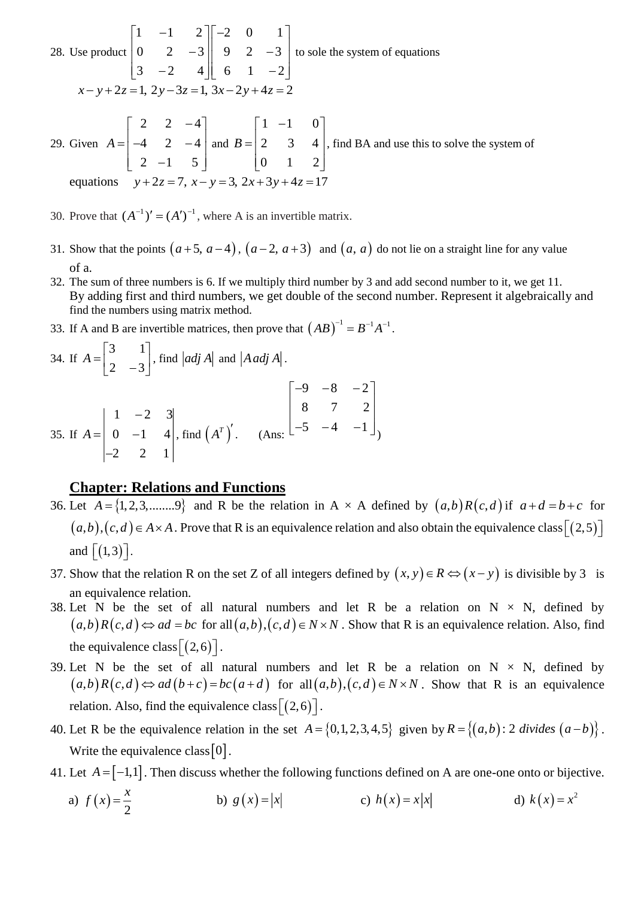28. Use product $\begin{bmatrix} 1 & -1 & 2 \\ 0 & 2 & -3 \\ 3 & -2 & 4 \end{bmatrix}\begin{bmatrix} -2 & 0 & 1 \\ 9 & 2 & -3 \\ 6 & 1 & -2 \end{bmatrix}$ to sole the system of equations

    $x - y + 2z = 1,\ 2y - 3z = 1,\ 3x - 2y + 4z = 2$

29. Given $A = \begin{bmatrix} 2 & 2 & -4 \\ -4 & 2 & -4 \\ 2 & -1 & 5 \end{bmatrix}$ and $B = \begin{bmatrix} 1 & -1 & 0 \\ 2 & 3 & 4 \\ 0 & 1 & 2 \end{bmatrix}$, find BA and use this to solve the system of equations $y + 2z = 7,\ x - y = 3,\ 2x + 3y + 4z = 17$

30. Prove that $(A^{-1})' = (A')^{-1}$, where A is an invertible matrix.

31. Show that the points $(a+5,\ a-4)$, $(a-2,\ a+3)$ and $(a,\ a)$ do not lie on a straight line for any value of a.

32. The sum of three numbers is 6. If we multiply third number by 3 and add second number to it, we get 11. By adding first and third numbers, we get double of the second number. Represent it algebraically and find the numbers using matrix method.

33. If A and B are invertible matrices, then prove that $(AB)^{-1} = B^{-1}A^{-1}$.

34. If $A = \begin{bmatrix} 3 & 1 \\ 2 & -3 \end{bmatrix}$, find $|adj\ A|$ and $|A\,adj\ A|$.

35. If $A = \begin{vmatrix} 1 & -2 & 3 \\ 0 & -1 & 4 \\ -2 & 2 & 1 \end{vmatrix}$, find $(A^T)'$. (Ans: $\begin{bmatrix} -9 & -8 & -2 \\ 8 & 7 & 2 \\ -5 & -4 & -1 \end{bmatrix}$)

## Chapter: Relations and Functions

36. Let $A = \{1, 2, 3, ........9\}$ and R be the relation in A × A defined by $(a,b)R(c,d)$ if $a + d = b + c$ for $(a,b),(c,d) \in A \times A$. Prove that R is an equivalence relation and also obtain the equivalence class $[(2,5)]$ and $[(1,3)]$.

37. Show that the relation R on the set Z of all integers defined by $(x,y) \in R \Leftrightarrow (x-y)$ is divisible by 3 is an equivalence relation.

38. Let N be the set of all natural numbers and let R be a relation on N × N, defined by $(a,b)R(c,d) \Leftrightarrow ad = bc$ for all $(a,b),(c,d) \in N \times N$. Show that R is an equivalence relation. Also, find the equivalence class $[(2,6)]$.

39. Let N be the set of all natural numbers and let R be a relation on N × N, defined by $(a,b)R(c,d) \Leftrightarrow ad(b+c) = bc(a+d)$ for all $(a,b),(c,d) \in N \times N$. Show that R is an equivalence relation. Also, find the equivalence class $[(2,6)]$.

40. Let R be the equivalence relation in the set $A = \{0,1,2,3,4,5\}$ given by $R = \{(a,b) : 2\ divides\ (a-b)\}$. Write the equivalence class $[0]$.

41. Let $A = [-1,1]$. Then discuss whether the following functions defined on A are one-one onto or bijective.

    a) $f(x) = \dfrac{x}{2}$ b) $g(x) = |x|$ c) $h(x) = x|x|$ d) $k(x) = x^2$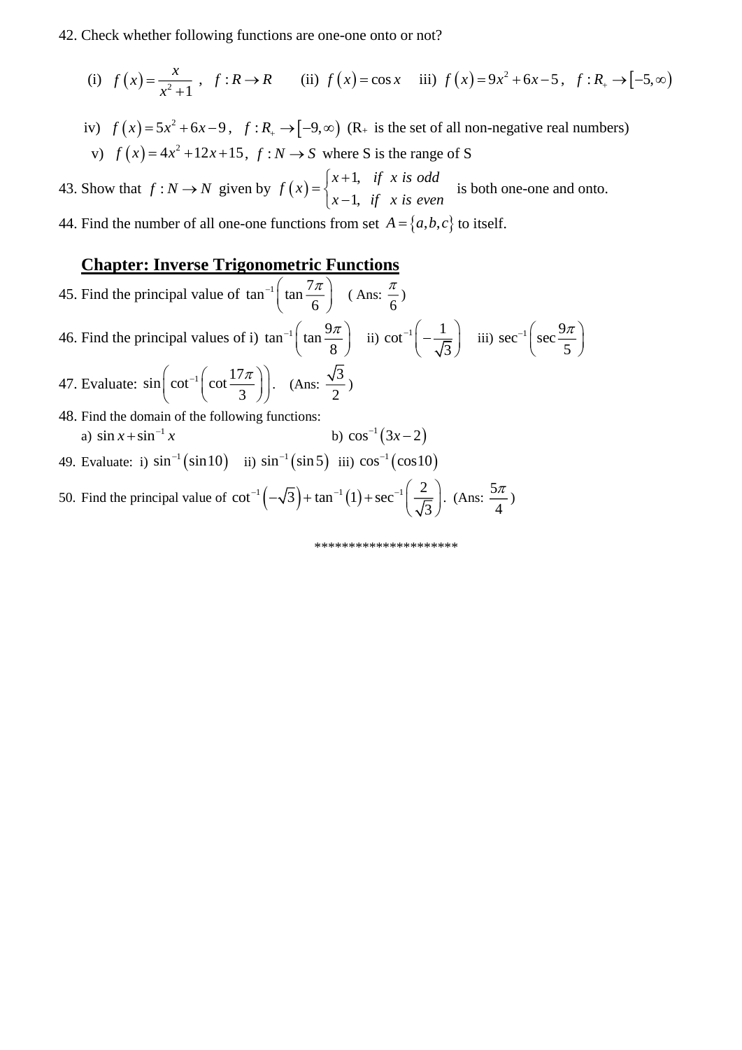42. Check whether following functions are one-one onto or not?

(i) $f(x) = \dfrac{x}{x^2+1}$ , $f : R \to R$  (ii) $f(x) = \cos x$  iii) $f(x) = 9x^2 + 6x - 5$ , $f : R_+ \to [-5, \infty)$

iv) $f(x) = 5x^2 + 6x - 9$ , $f : R_+ \to [-9, \infty)$ ($R_+$ is the set of all non-negative real numbers)

v) $f(x) = 4x^2 + 12x + 15$ , $f : N \to S$ where S is the range of S

43. Show that $f : N \to N$ given by $f(x) = \begin{cases} x+1, & if \ \ x \ is \ odd \\ x-1, & if \ \ x \ is \ even \end{cases}$ is both one-one and onto.

44. Find the number of all one-one functions from set $A = \{a, b, c\}$ to itself.

## Chapter: Inverse Trigonometric Functions

45. Find the principal value of $\tan^{-1}\left(\tan\dfrac{7\pi}{6}\right)$ ( Ans: $\dfrac{\pi}{6}$ )

46. Find the principal values of i) $\tan^{-1}\left(\tan\dfrac{9\pi}{8}\right)$ ii) $\cot^{-1}\left(-\dfrac{1}{\sqrt{3}}\right)$ iii) $\sec^{-1}\left(\sec\dfrac{9\pi}{5}\right)$

47. Evaluate: $\sin\left(\cot^{-1}\left(\cot\dfrac{17\pi}{3}\right)\right)$. (Ans: $\dfrac{\sqrt{3}}{2}$ )

48. Find the domain of the following functions:

a) $\sin x + \sin^{-1} x$  b) $\cos^{-1}(3x - 2)$

49. Evaluate: i) $\sin^{-1}(\sin 10)$ ii) $\sin^{-1}(\sin 5)$ iii) $\cos^{-1}(\cos 10)$

50. Find the principal value of $\cot^{-1}\left(-\sqrt{3}\right) + \tan^{-1}(1) + \sec^{-1}\left(\dfrac{2}{\sqrt{3}}\right)$. (Ans: $\dfrac{5\pi}{4}$ )

********************